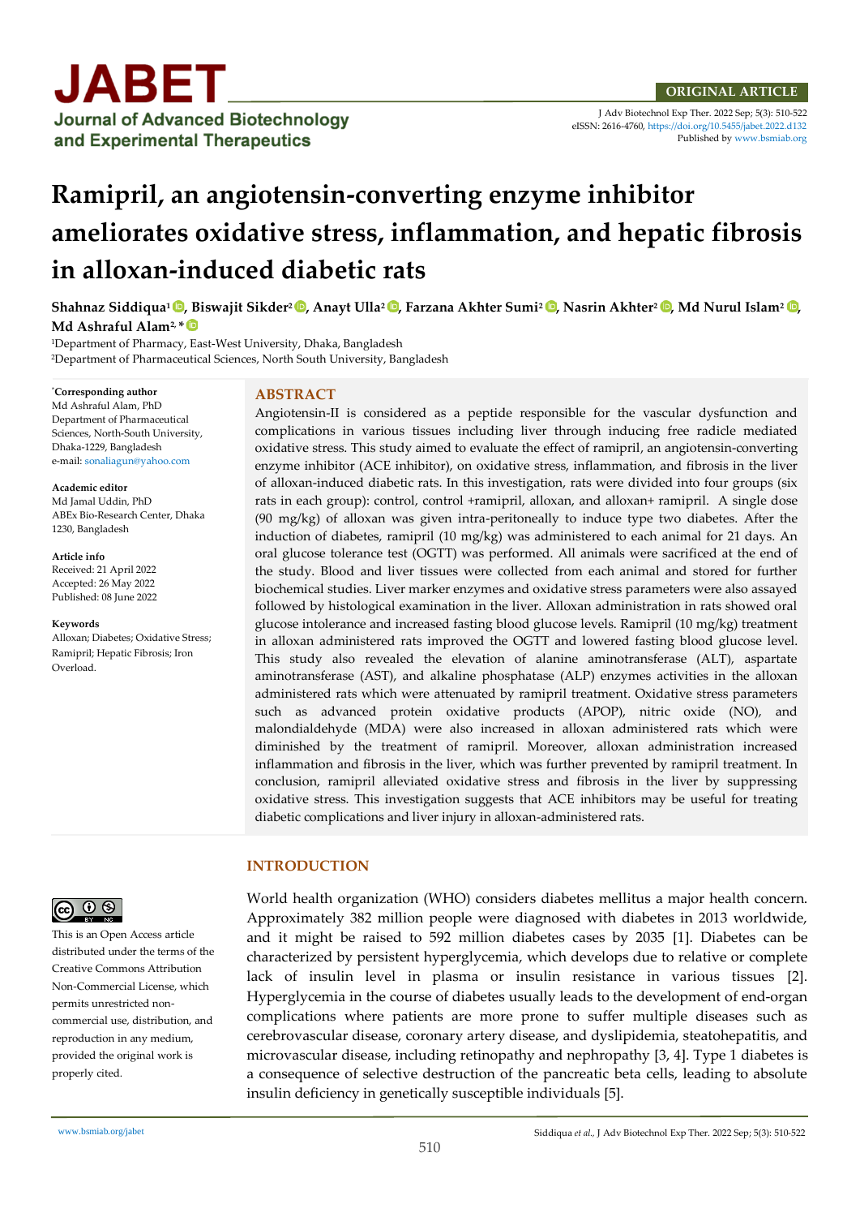ORIGINAL ARTICLE

J Adv Biotechnol Exp Ther. 2022 Sep; 5(3): 510-522
eISSN: 2616-4760, https://doi.org/10.5455/jabet.2022.d132
Published by www.bsmiab.org

# Ramipril, an angiotensin-converting enzyme inhibitor ameliorates oxidative stress, inflammation, and hepatic fibrosis in alloxan-induced diabetic rats

**Shahnaz Siddiqua[1], Biswajit Sikder[2], Anayt Ulla[2], Farzana Akhter Sumi[2], Nasrin Akhter[2], Md Nurul Islam[2], Md Ashraful Alam[2,*]**

[1]Department of Pharmacy, East-West University, Dhaka, Bangladesh
[2]Department of Pharmaceutical Sciences, North South University, Bangladesh

**[*]Corresponding author**
Md Ashraful Alam, PhD
Department of Pharmaceutical Sciences, North-South University, Dhaka-1229, Bangladesh
e-mail: sonaliagun@yahoo.com

**Academic editor**
Md Jamal Uddin, PhD
ABEx Bio-Research Center, Dhaka 1230, Bangladesh

**Article info**
Received: 21 April 2022
Accepted: 26 May 2022
Published: 08 June 2022

**Keywords**
Alloxan; Diabetes; Oxidative Stress; Ramipril; Hepatic Fibrosis; Iron Overload.

## ABSTRACT

Angiotensin-II is considered as a peptide responsible for the vascular dysfunction and complications in various tissues including liver through inducing free radicle mediated oxidative stress. This study aimed to evaluate the effect of ramipril, an angiotensin-converting enzyme inhibitor (ACE inhibitor), on oxidative stress, inflammation, and fibrosis in the liver of alloxan-induced diabetic rats. In this investigation, rats were divided into four groups (six rats in each group): control, control +ramipril, alloxan, and alloxan+ ramipril. A single dose (90 mg/kg) of alloxan was given intra-peritoneally to induce type two diabetes. After the induction of diabetes, ramipril (10 mg/kg) was administered to each animal for 21 days. An oral glucose tolerance test (OGTT) was performed. All animals were sacrificed at the end of the study. Blood and liver tissues were collected from each animal and stored for further biochemical studies. Liver marker enzymes and oxidative stress parameters were also assayed followed by histological examination in the liver. Alloxan administration in rats showed oral glucose intolerance and increased fasting blood glucose levels. Ramipril (10 mg/kg) treatment in alloxan administered rats improved the OGTT and lowered fasting blood glucose level. This study also revealed the elevation of alanine aminotransferase (ALT), aspartate aminotransferase (AST), and alkaline phosphatase (ALP) enzymes activities in the alloxan administered rats which were attenuated by ramipril treatment. Oxidative stress parameters such as advanced protein oxidative products (APOP), nitric oxide (NO), and malondialdehyde (MDA) were also increased in alloxan administered rats which were diminished by the treatment of ramipril. Moreover, alloxan administration increased inflammation and fibrosis in the liver, which was further prevented by ramipril treatment. In conclusion, ramipril alleviated oxidative stress and fibrosis in the liver by suppressing oxidative stress. This investigation suggests that ACE inhibitors may be useful for treating diabetic complications and liver injury in alloxan-administered rats.

This is an Open Access article distributed under the terms of the Creative Commons Attribution Non-Commercial License, which permits unrestricted non-commercial use, distribution, and reproduction in any medium, provided the original work is properly cited.

## INTRODUCTION

World health organization (WHO) considers diabetes mellitus a major health concern. Approximately 382 million people were diagnosed with diabetes in 2013 worldwide, and it might be raised to 592 million diabetes cases by 2035 [1]. Diabetes can be characterized by persistent hyperglycemia, which develops due to relative or complete lack of insulin level in plasma or insulin resistance in various tissues [2]. Hyperglycemia in the course of diabetes usually leads to the development of end-organ complications where patients are more prone to suffer multiple diseases such as cerebrovascular disease, coronary artery disease, and dyslipidemia, steatohepatitis, and microvascular disease, including retinopathy and nephropathy [3, 4]. Type 1 diabetes is a consequence of selective destruction of the pancreatic beta cells, leading to absolute insulin deficiency in genetically susceptible individuals [5].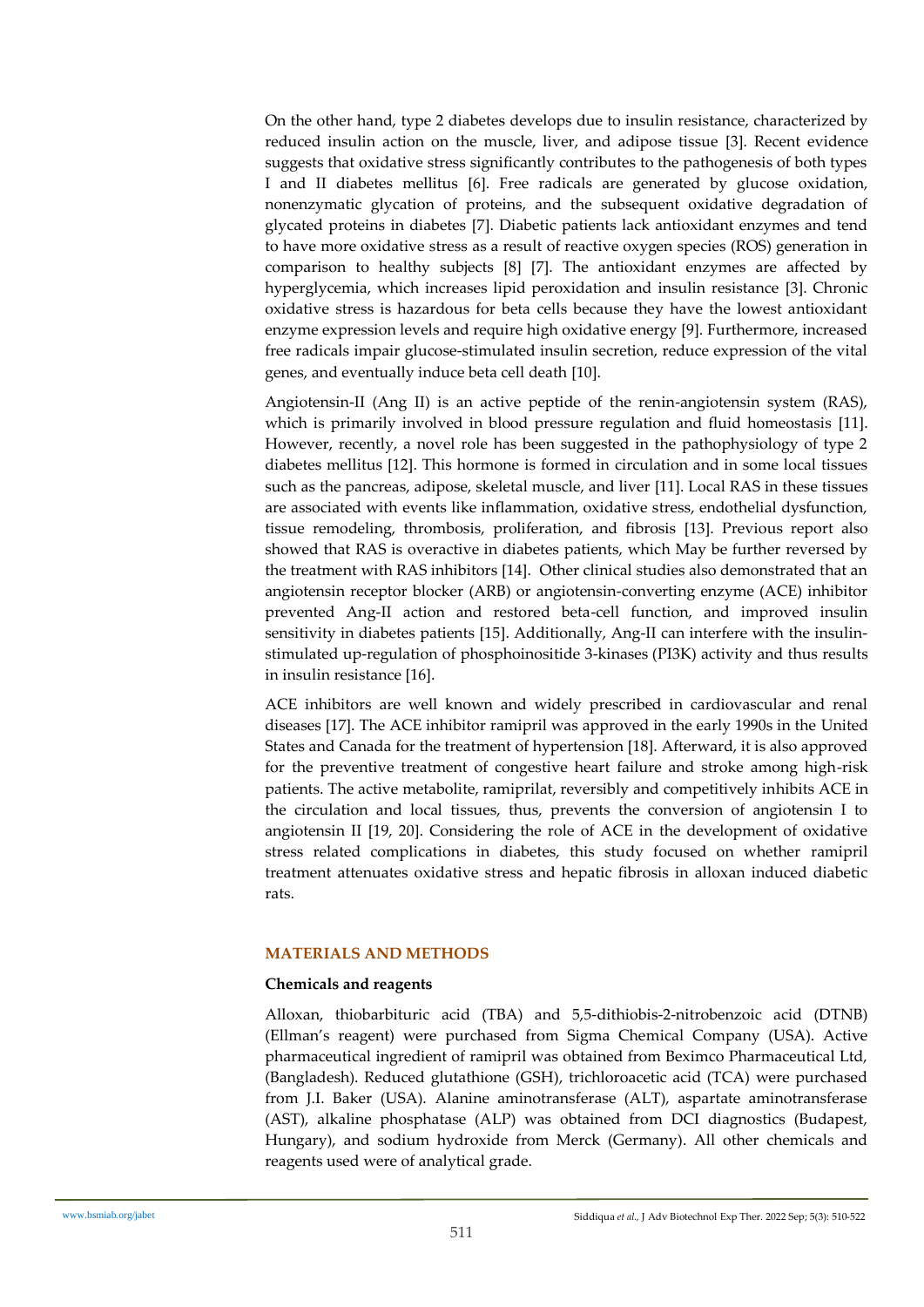On the other hand, type 2 diabetes develops due to insulin resistance, characterized by reduced insulin action on the muscle, liver, and adipose tissue [3]. Recent evidence suggests that oxidative stress significantly contributes to the pathogenesis of both types I and II diabetes mellitus [6]. Free radicals are generated by glucose oxidation, nonenzymatic glycation of proteins, and the subsequent oxidative degradation of glycated proteins in diabetes [7]. Diabetic patients lack antioxidant enzymes and tend to have more oxidative stress as a result of reactive oxygen species (ROS) generation in comparison to healthy subjects [8] [7]. The antioxidant enzymes are affected by hyperglycemia, which increases lipid peroxidation and insulin resistance [3]. Chronic oxidative stress is hazardous for beta cells because they have the lowest antioxidant enzyme expression levels and require high oxidative energy [9]. Furthermore, increased free radicals impair glucose-stimulated insulin secretion, reduce expression of the vital genes, and eventually induce beta cell death [10].

Angiotensin-II (Ang II) is an active peptide of the renin-angiotensin system (RAS), which is primarily involved in blood pressure regulation and fluid homeostasis [11]. However, recently, a novel role has been suggested in the pathophysiology of type 2 diabetes mellitus [12]. This hormone is formed in circulation and in some local tissues such as the pancreas, adipose, skeletal muscle, and liver [11]. Local RAS in these tissues are associated with events like inflammation, oxidative stress, endothelial dysfunction, tissue remodeling, thrombosis, proliferation, and fibrosis [13]. Previous report also showed that RAS is overactive in diabetes patients, which May be further reversed by the treatment with RAS inhibitors [14]. Other clinical studies also demonstrated that an angiotensin receptor blocker (ARB) or angiotensin-converting enzyme (ACE) inhibitor prevented Ang-II action and restored beta-cell function, and improved insulin sensitivity in diabetes patients [15]. Additionally, Ang-II can interfere with the insulin-stimulated up-regulation of phosphoinositide 3-kinases (PI3K) activity and thus results in insulin resistance [16].

ACE inhibitors are well known and widely prescribed in cardiovascular and renal diseases [17]. The ACE inhibitor ramipril was approved in the early 1990s in the United States and Canada for the treatment of hypertension [18]. Afterward, it is also approved for the preventive treatment of congestive heart failure and stroke among high-risk patients. The active metabolite, ramiprilat, reversibly and competitively inhibits ACE in the circulation and local tissues, thus, prevents the conversion of angiotensin I to angiotensin II [19, 20]. Considering the role of ACE in the development of oxidative stress related complications in diabetes, this study focused on whether ramipril treatment attenuates oxidative stress and hepatic fibrosis in alloxan induced diabetic rats.

## MATERIALS AND METHODS

### Chemicals and reagents

Alloxan, thiobarbituric acid (TBA) and 5,5-dithiobis-2-nitrobenzoic acid (DTNB) (Ellman's reagent) were purchased from Sigma Chemical Company (USA). Active pharmaceutical ingredient of ramipril was obtained from Beximco Pharmaceutical Ltd, (Bangladesh). Reduced glutathione (GSH), trichloroacetic acid (TCA) were purchased from J.I. Baker (USA). Alanine aminotransferase (ALT), aspartate aminotransferase (AST), alkaline phosphatase (ALP) was obtained from DCI diagnostics (Budapest, Hungary), and sodium hydroxide from Merck (Germany). All other chemicals and reagents used were of analytical grade.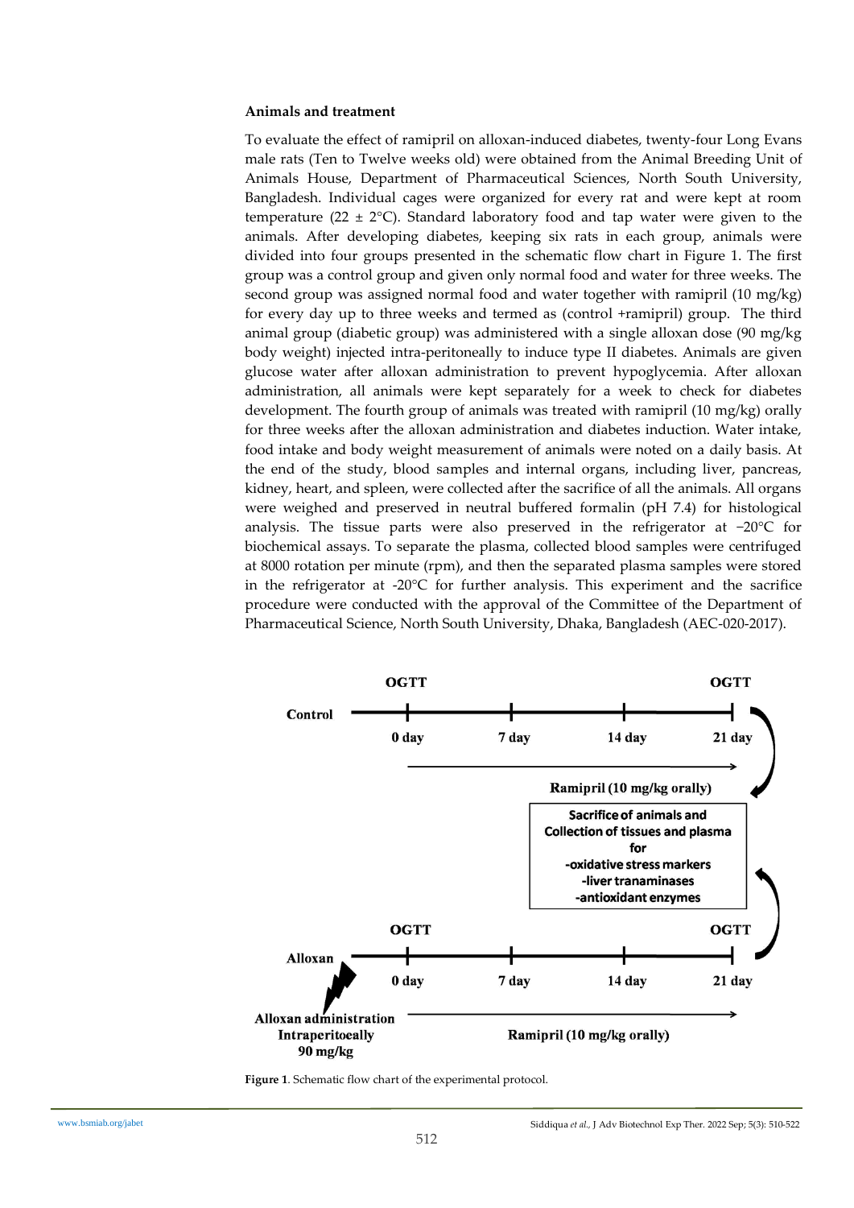#### Animals and treatment

To evaluate the effect of ramipril on alloxan-induced diabetes, twenty-four Long Evans male rats (Ten to Twelve weeks old) were obtained from the Animal Breeding Unit of Animals House, Department of Pharmaceutical Sciences, North South University, Bangladesh. Individual cages were organized for every rat and were kept at room temperature (22 ± 2°C). Standard laboratory food and tap water were given to the animals. After developing diabetes, keeping six rats in each group, animals were divided into four groups presented in the schematic flow chart in Figure 1. The first group was a control group and given only normal food and water for three weeks. The second group was assigned normal food and water together with ramipril (10 mg/kg) for every day up to three weeks and termed as (control +ramipril) group. The third animal group (diabetic group) was administered with a single alloxan dose (90 mg/kg body weight) injected intra-peritoneally to induce type II diabetes. Animals are given glucose water after alloxan administration to prevent hypoglycemia. After alloxan administration, all animals were kept separately for a week to check for diabetes development. The fourth group of animals was treated with ramipril (10 mg/kg) orally for three weeks after the alloxan administration and diabetes induction. Water intake, food intake and body weight measurement of animals were noted on a daily basis. At the end of the study, blood samples and internal organs, including liver, pancreas, kidney, heart, and spleen, were collected after the sacrifice of all the animals. All organs were weighed and preserved in neutral buffered formalin (pH 7.4) for histological analysis. The tissue parts were also preserved in the refrigerator at −20°C for biochemical assays. To separate the plasma, collected blood samples were centrifuged at 8000 rotation per minute (rpm), and then the separated plasma samples were stored in the refrigerator at -20°C for further analysis. This experiment and the sacrifice procedure were conducted with the approval of the Committee of the Department of Pharmaceutical Science, North South University, Dhaka, Bangladesh (AEC-020-2017).

**Figure 1**. Schematic flow chart of the experimental protocol.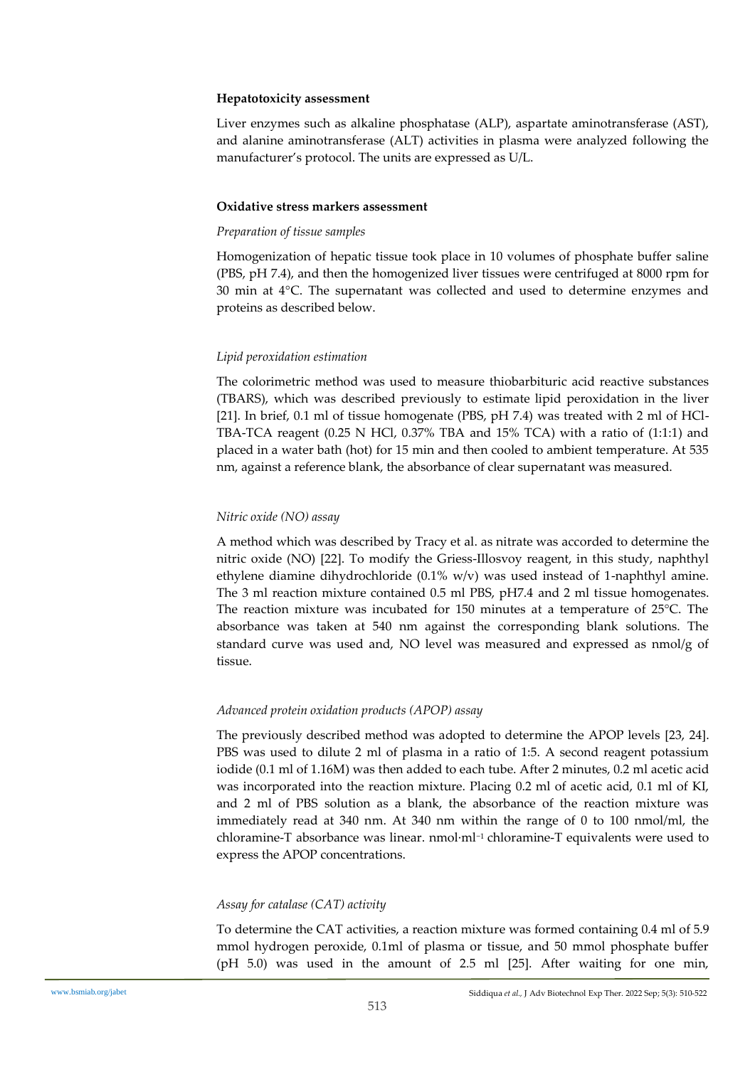**Hepatotoxicity assessment**

Liver enzymes such as alkaline phosphatase (ALP), aspartate aminotransferase (AST), and alanine aminotransferase (ALT) activities in plasma were analyzed following the manufacturer's protocol. The units are expressed as U/L.

**Oxidative stress markers assessment**

*Preparation of tissue samples*

Homogenization of hepatic tissue took place in 10 volumes of phosphate buffer saline (PBS, pH 7.4), and then the homogenized liver tissues were centrifuged at 8000 rpm for 30 min at 4°C. The supernatant was collected and used to determine enzymes and proteins as described below.

*Lipid peroxidation estimation*

The colorimetric method was used to measure thiobarbituric acid reactive substances (TBARS), which was described previously to estimate lipid peroxidation in the liver [21]. In brief, 0.1 ml of tissue homogenate (PBS, pH 7.4) was treated with 2 ml of HCl-TBA-TCA reagent (0.25 N HCl, 0.37% TBA and 15% TCA) with a ratio of (1:1:1) and placed in a water bath (hot) for 15 min and then cooled to ambient temperature. At 535 nm, against a reference blank, the absorbance of clear supernatant was measured.

*Nitric oxide (NO) assay*

A method which was described by Tracy et al. as nitrate was accorded to determine the nitric oxide (NO) [22]. To modify the Griess-Illosvoy reagent, in this study, naphthyl ethylene diamine dihydrochloride (0.1% w/v) was used instead of 1-naphthyl amine. The 3 ml reaction mixture contained 0.5 ml PBS, pH7.4 and 2 ml tissue homogenates. The reaction mixture was incubated for 150 minutes at a temperature of 25°C. The absorbance was taken at 540 nm against the corresponding blank solutions. The standard curve was used and, NO level was measured and expressed as nmol/g of tissue.

*Advanced protein oxidation products (APOP) assay*

The previously described method was adopted to determine the APOP levels [23, 24]. PBS was used to dilute 2 ml of plasma in a ratio of 1:5. A second reagent potassium iodide (0.1 ml of 1.16M) was then added to each tube. After 2 minutes, 0.2 ml acetic acid was incorporated into the reaction mixture. Placing 0.2 ml of acetic acid, 0.1 ml of KI, and 2 ml of PBS solution as a blank, the absorbance of the reaction mixture was immediately read at 340 nm. At 340 nm within the range of 0 to 100 nmol/ml, the chloramine-T absorbance was linear. nmol·ml$^{-1}$ chloramine-T equivalents were used to express the APOP concentrations.

*Assay for catalase (CAT) activity*

To determine the CAT activities, a reaction mixture was formed containing 0.4 ml of 5.9 mmol hydrogen peroxide, 0.1ml of plasma or tissue, and 50 mmol phosphate buffer (pH 5.0) was used in the amount of 2.5 ml [25]. After waiting for one min,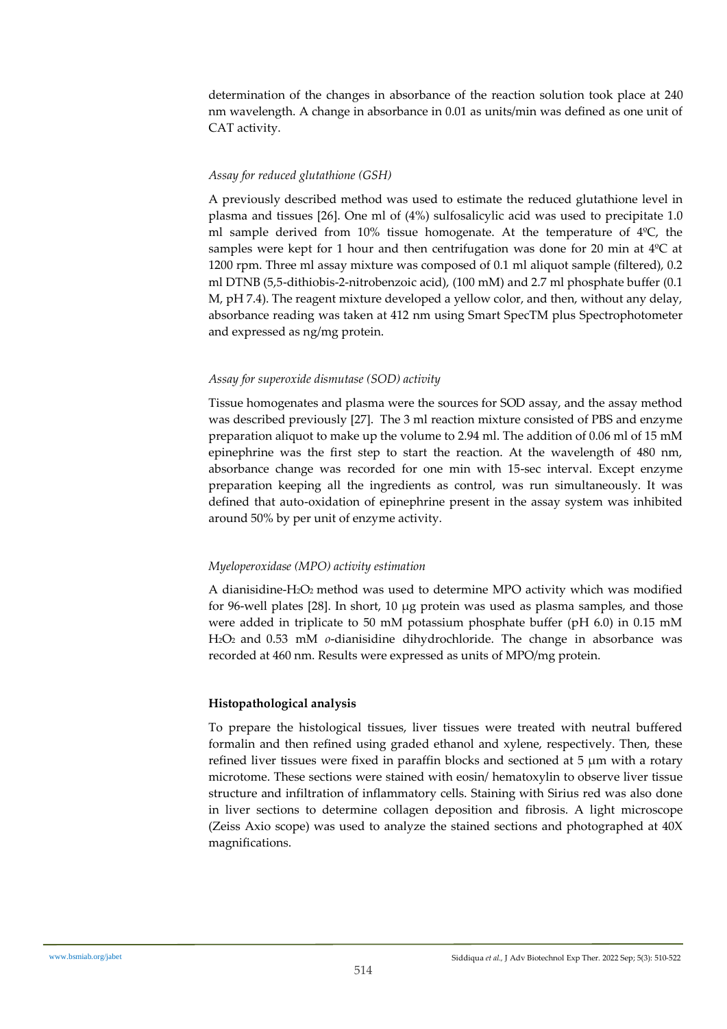determination of the changes in absorbance of the reaction solution took place at 240 nm wavelength. A change in absorbance in 0.01 as units/min was defined as one unit of CAT activity.

*Assay for reduced glutathione (GSH)*

A previously described method was used to estimate the reduced glutathione level in plasma and tissues [26]. One ml of (4%) sulfosalicylic acid was used to precipitate 1.0 ml sample derived from 10% tissue homogenate. At the temperature of 4ºC, the samples were kept for 1 hour and then centrifugation was done for 20 min at 4ºC at 1200 rpm. Three ml assay mixture was composed of 0.1 ml aliquot sample (filtered), 0.2 ml DTNB (5,5-dithiobis-2-nitrobenzoic acid), (100 mM) and 2.7 ml phosphate buffer (0.1 M, pH 7.4). The reagent mixture developed a yellow color, and then, without any delay, absorbance reading was taken at 412 nm using Smart SpecTM plus Spectrophotometer and expressed as ng/mg protein.

*Assay for superoxide dismutase (SOD) activity*

Tissue homogenates and plasma were the sources for SOD assay, and the assay method was described previously [27]. The 3 ml reaction mixture consisted of PBS and enzyme preparation aliquot to make up the volume to 2.94 ml. The addition of 0.06 ml of 15 mM epinephrine was the first step to start the reaction. At the wavelength of 480 nm, absorbance change was recorded for one min with 15-sec interval. Except enzyme preparation keeping all the ingredients as control, was run simultaneously. It was defined that auto-oxidation of epinephrine present in the assay system was inhibited around 50% by per unit of enzyme activity.

*Myeloperoxidase (MPO) activity estimation*

A dianisidine-$H_2O_2$ method was used to determine MPO activity which was modified for 96-well plates [28]. In short, 10 μg protein was used as plasma samples, and those were added in triplicate to 50 mM potassium phosphate buffer (pH 6.0) in 0.15 mM $H_2O_2$ and 0.53 mM *o*-dianisidine dihydrochloride. The change in absorbance was recorded at 460 nm. Results were expressed as units of MPO/mg protein.

**Histopathological analysis**

To prepare the histological tissues, liver tissues were treated with neutral buffered formalin and then refined using graded ethanol and xylene, respectively. Then, these refined liver tissues were fixed in paraffin blocks and sectioned at 5 μm with a rotary microtome. These sections were stained with eosin/ hematoxylin to observe liver tissue structure and infiltration of inflammatory cells. Staining with Sirius red was also done in liver sections to determine collagen deposition and fibrosis. A light microscope (Zeiss Axio scope) was used to analyze the stained sections and photographed at 40X magnifications.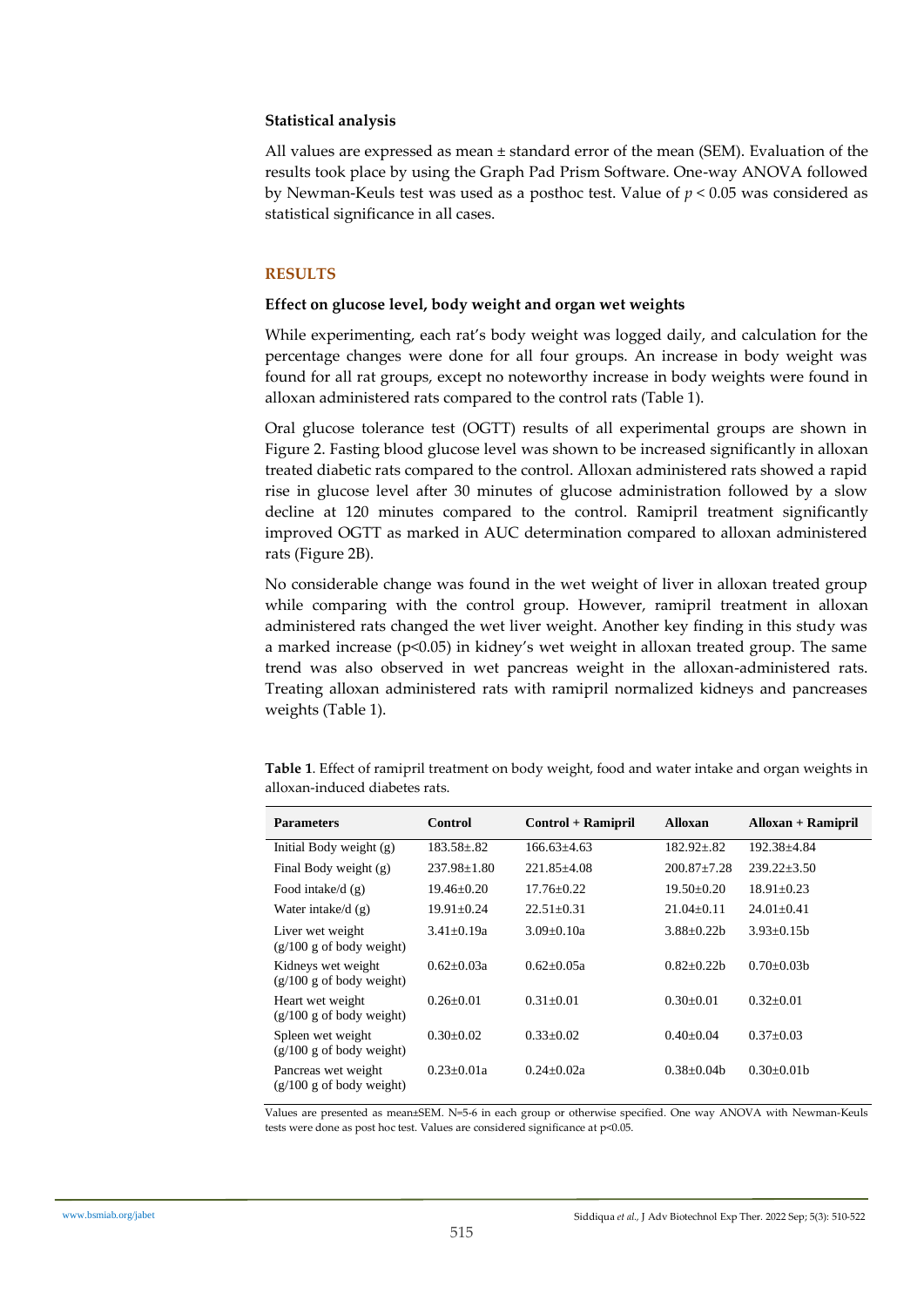### Statistical analysis

All values are expressed as mean ± standard error of the mean (SEM). Evaluation of the results took place by using the Graph Pad Prism Software. One-way ANOVA followed by Newman-Keuls test was used as a posthoc test. Value of $p < 0.05$ was considered as statistical significance in all cases.

## RESULTS

### Effect on glucose level, body weight and organ wet weights

While experimenting, each rat's body weight was logged daily, and calculation for the percentage changes were done for all four groups. An increase in body weight was found for all rat groups, except no noteworthy increase in body weights were found in alloxan administered rats compared to the control rats (Table 1).

Oral glucose tolerance test (OGTT) results of all experimental groups are shown in Figure 2. Fasting blood glucose level was shown to be increased significantly in alloxan treated diabetic rats compared to the control. Alloxan administered rats showed a rapid rise in glucose level after 30 minutes of glucose administration followed by a slow decline at 120 minutes compared to the control. Ramipril treatment significantly improved OGTT as marked in AUC determination compared to alloxan administered rats (Figure 2B).

No considerable change was found in the wet weight of liver in alloxan treated group while comparing with the control group. However, ramipril treatment in alloxan administered rats changed the wet liver weight. Another key finding in this study was a marked increase ($p<0.05$) in kidney's wet weight in alloxan treated group. The same trend was also observed in wet pancreas weight in the alloxan-administered rats. Treating alloxan administered rats with ramipril normalized kidneys and pancreases weights (Table 1).

**Table 1**. Effect of ramipril treatment on body weight, food and water intake and organ weights in alloxan-induced diabetes rats.

| Parameters | Control | Control + Ramipril | Alloxan | Alloxan + Ramipril |
|---|---|---|---|---|
| Initial Body weight (g) | 183.58±.82 | 166.63±4.63 | 182.92±.82 | 192.38±4.84 |
| Final Body weight (g) | 237.98±1.80 | 221.85±4.08 | 200.87±7.28 | 239.22±3.50 |
| Food intake/d (g) | 19.46±0.20 | 17.76±0.22 | 19.50±0.20 | 18.91±0.23 |
| Water intake/d (g) | 19.91±0.24 | 22.51±0.31 | 21.04±0.11 | 24.01±0.41 |
| Liver wet weight (g/100 g of body weight) | 3.41±0.19a | 3.09±0.10a | 3.88±0.22b | 3.93±0.15b |
| Kidneys wet weight (g/100 g of body weight) | 0.62±0.03a | 0.62±0.05a | 0.82±0.22b | 0.70±0.03b |
| Heart wet weight (g/100 g of body weight) | 0.26±0.01 | 0.31±0.01 | 0.30±0.01 | 0.32±0.01 |
| Spleen wet weight (g/100 g of body weight) | 0.30±0.02 | 0.33±0.02 | 0.40±0.04 | 0.37±0.03 |
| Pancreas wet weight (g/100 g of body weight) | 0.23±0.01a | 0.24±0.02a | 0.38±0.04b | 0.30±0.01b |

Values are presented as mean±SEM. N=5-6 in each group or otherwise specified. One way ANOVA with Newman-Keuls tests were done as post hoc test. Values are considered significance at $p<0.05$.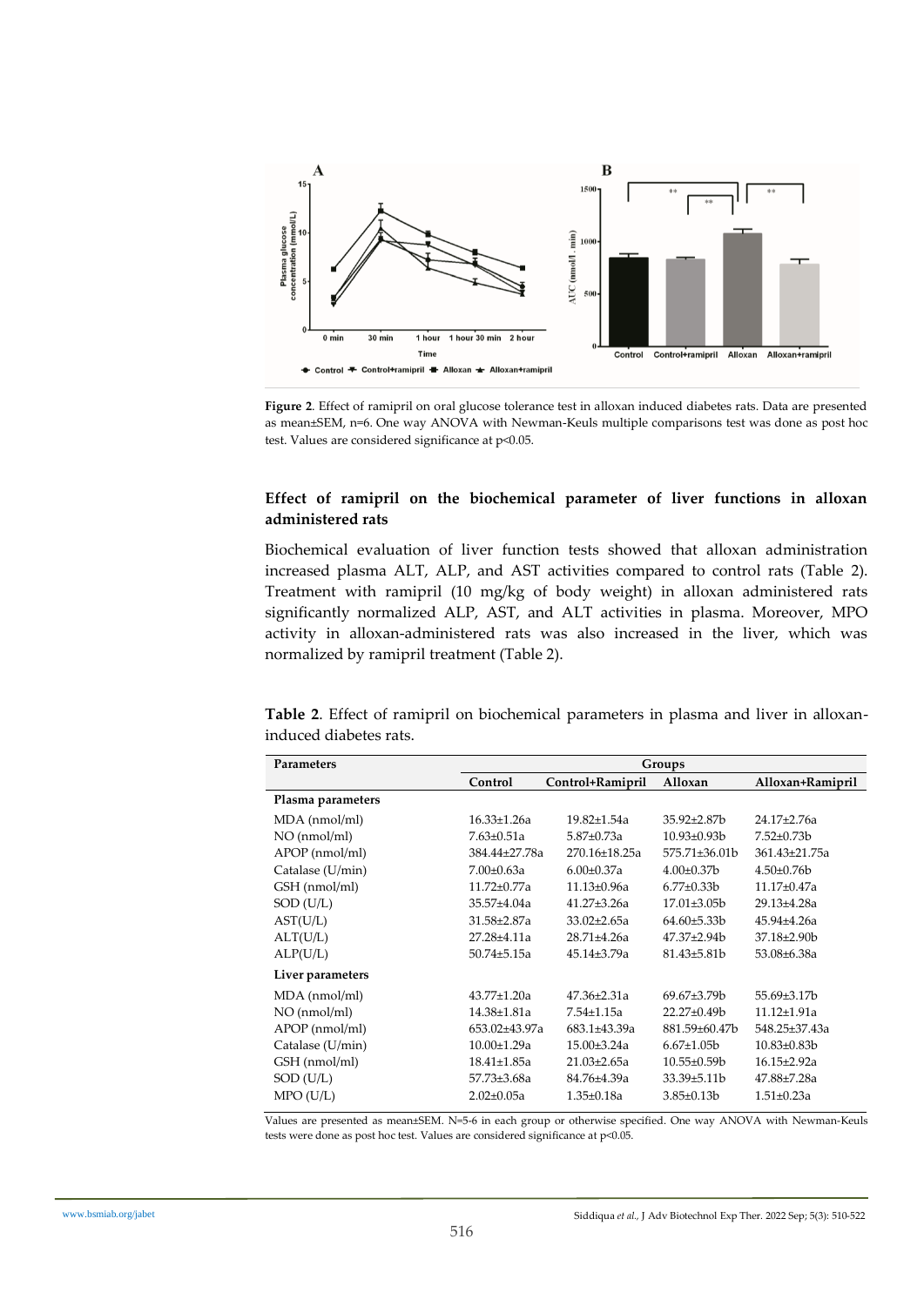**Figure 2**. Effect of ramipril on oral glucose tolerance test in alloxan induced diabetes rats. Data are presented as mean±SEM, n=6. One way ANOVA with Newman-Keuls multiple comparisons test was done as post hoc test. Values are considered significance at p<0.05.

### Effect of ramipril on the biochemical parameter of liver functions in alloxan administered rats

Biochemical evaluation of liver function tests showed that alloxan administration increased plasma ALT, ALP, and AST activities compared to control rats (Table 2). Treatment with ramipril (10 mg/kg of body weight) in alloxan administered rats significantly normalized ALP, AST, and ALT activities in plasma. Moreover, MPO activity in alloxan-administered rats was also increased in the liver, which was normalized by ramipril treatment (Table 2).

**Table 2**. Effect of ramipril on biochemical parameters in plasma and liver in alloxan-induced diabetes rats.

| Parameters | Groups | | | |
|---|---|---|---|---|
| | Control | Control+Ramipril | Alloxan | Alloxan+Ramipril |
| **Plasma parameters** | | | | |
| MDA (nmol/ml) | 16.33±1.26a | 19.82±1.54a | 35.92±2.87b | 24.17±2.76a |
| NO (nmol/ml) | 7.63±0.51a | 5.87±0.73a | 10.93±0.93b | 7.52±0.73b |
| APOP (nmol/ml) | 384.44±27.78a | 270.16±18.25a | 575.71±36.01b | 361.43±21.75a |
| Catalase (U/min) | 7.00±0.63a | 6.00±0.37a | 4.00±0.37b | 4.50±0.76b |
| GSH (nmol/ml) | 11.72±0.77a | 11.13±0.96a | 6.77±0.33b | 11.17±0.47a |
| SOD (U/L) | 35.57±4.04a | 41.27±3.26a | 17.01±3.05b | 29.13±4.28a |
| AST(U/L) | 31.58±2.87a | 33.02±2.65a | 64.60±5.33b | 45.94±4.26a |
| ALT(U/L) | 27.28±4.11a | 28.71±4.26a | 47.37±2.94b | 37.18±2.90b |
| ALP(U/L) | 50.74±5.15a | 45.14±3.79a | 81.43±5.81b | 53.08±6.38a |
| **Liver parameters** | | | | |
| MDA (nmol/ml) | 43.77±1.20a | 47.36±2.31a | 69.67±3.79b | 55.69±3.17b |
| NO (nmol/ml) | 14.38±1.81a | 7.54±1.15a | 22.27±0.49b | 11.12±1.91a |
| APOP (nmol/ml) | 653.02±43.97a | 683.1±43.39a | 881.59±60.47b | 548.25±37.43a |
| Catalase (U/min) | 10.00±1.29a | 15.00±3.24a | 6.67±1.05b | 10.83±0.83b |
| GSH (nmol/ml) | 18.41±1.85a | 21.03±2.65a | 10.55±0.59b | 16.15±2.92a |
| SOD (U/L) | 57.73±3.68a | 84.76±4.39a | 33.39±5.11b | 47.88±7.28a |
| MPO (U/L) | 2.02±0.05a | 1.35±0.18a | 3.85±0.13b | 1.51±0.23a |

Values are presented as mean±SEM. N=5-6 in each group or otherwise specified. One way ANOVA with Newman-Keuls tests were done as post hoc test. Values are considered significance at p<0.05.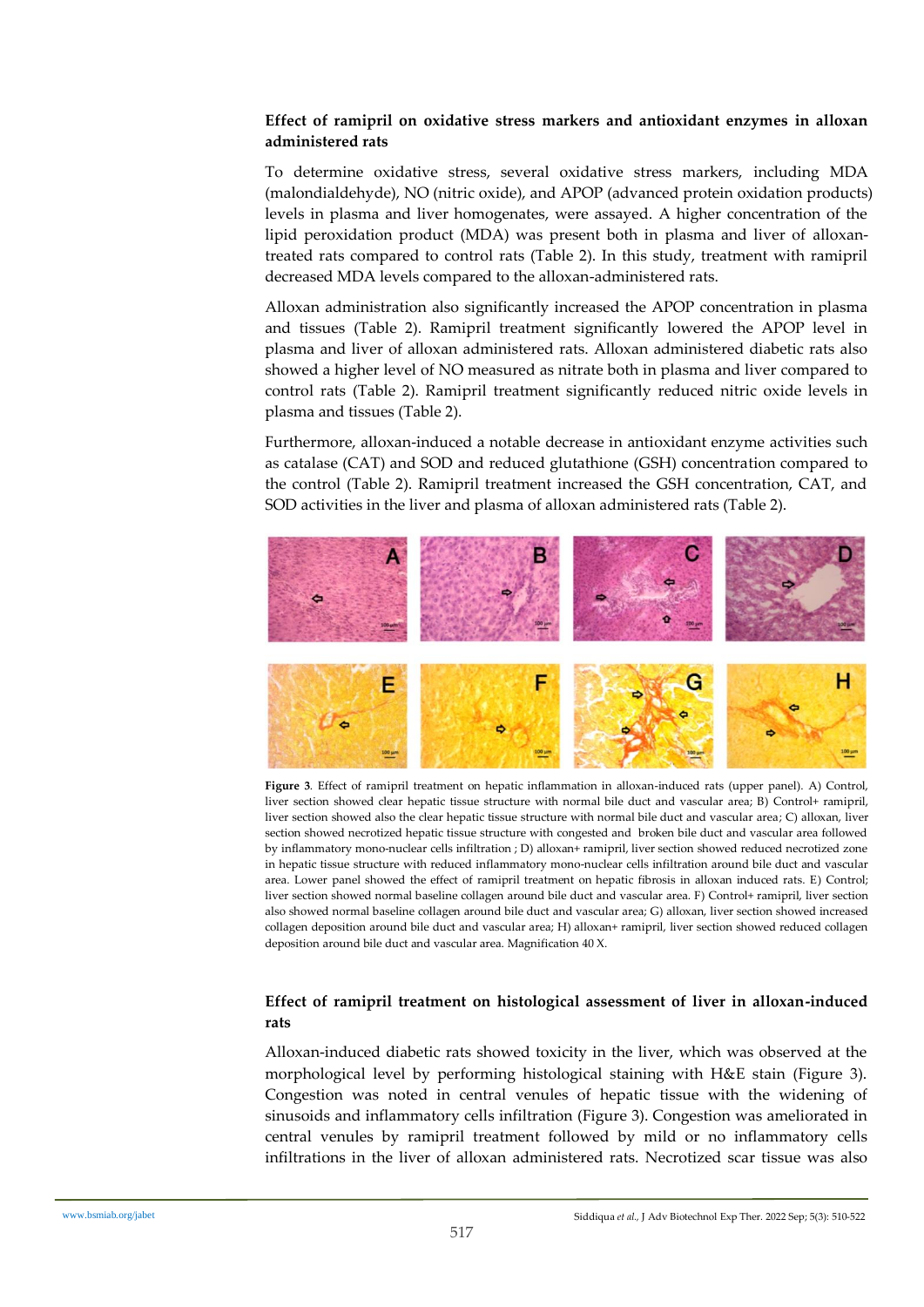### Effect of ramipril on oxidative stress markers and antioxidant enzymes in alloxan administered rats

To determine oxidative stress, several oxidative stress markers, including MDA (malondialdehyde), NO (nitric oxide), and APOP (advanced protein oxidation products) levels in plasma and liver homogenates, were assayed. A higher concentration of the lipid peroxidation product (MDA) was present both in plasma and liver of alloxan-treated rats compared to control rats (Table 2). In this study, treatment with ramipril decreased MDA levels compared to the alloxan-administered rats.

Alloxan administration also significantly increased the APOP concentration in plasma and tissues (Table 2). Ramipril treatment significantly lowered the APOP level in plasma and liver of alloxan administered rats. Alloxan administered diabetic rats also showed a higher level of NO measured as nitrate both in plasma and liver compared to control rats (Table 2). Ramipril treatment significantly reduced nitric oxide levels in plasma and tissues (Table 2).

Furthermore, alloxan-induced a notable decrease in antioxidant enzyme activities such as catalase (CAT) and SOD and reduced glutathione (GSH) concentration compared to the control (Table 2). Ramipril treatment increased the GSH concentration, CAT, and SOD activities in the liver and plasma of alloxan administered rats (Table 2).

**Figure 3**. Effect of ramipril treatment on hepatic inflammation in alloxan-induced rats (upper panel). A) Control, liver section showed clear hepatic tissue structure with normal bile duct and vascular area; B) Control+ ramipril, liver section showed also the clear hepatic tissue structure with normal bile duct and vascular area; C) alloxan, liver section showed necrotized hepatic tissue structure with congested and broken bile duct and vascular area followed by inflammatory mono-nuclear cells infiltration ; D) alloxan+ ramipril, liver section showed reduced necrotized zone in hepatic tissue structure with reduced inflammatory mono-nuclear cells infiltration around bile duct and vascular area. Lower panel showed the effect of ramipril treatment on hepatic fibrosis in alloxan induced rats. E) Control; liver section showed normal baseline collagen around bile duct and vascular area. F) Control+ ramipril, liver section also showed normal baseline collagen around bile duct and vascular area; G) alloxan, liver section showed increased collagen deposition around bile duct and vascular area; H) alloxan+ ramipril, liver section showed reduced collagen deposition around bile duct and vascular area. Magnification 40 X.

### Effect of ramipril treatment on histological assessment of liver in alloxan-induced rats

Alloxan-induced diabetic rats showed toxicity in the liver, which was observed at the morphological level by performing histological staining with H&E stain (Figure 3). Congestion was noted in central venules of hepatic tissue with the widening of sinusoids and inflammatory cells infiltration (Figure 3). Congestion was ameliorated in central venules by ramipril treatment followed by mild or no inflammatory cells infiltrations in the liver of alloxan administered rats. Necrotized scar tissue was also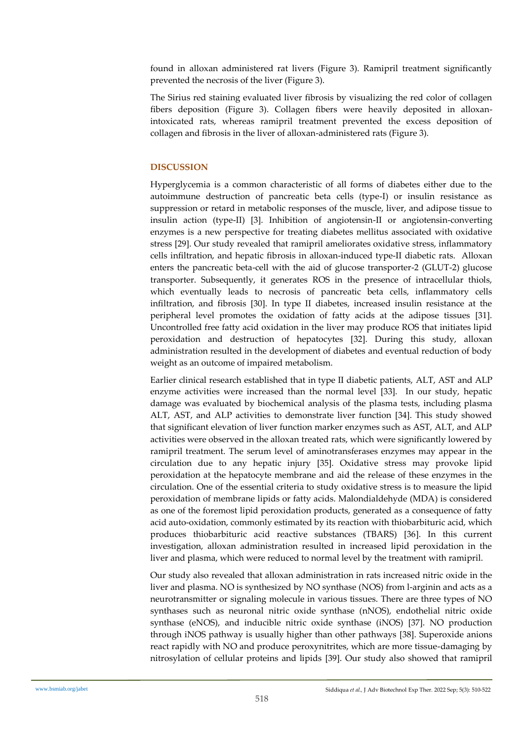found in alloxan administered rat livers (Figure 3). Ramipril treatment significantly prevented the necrosis of the liver (Figure 3).

The Sirius red staining evaluated liver fibrosis by visualizing the red color of collagen fibers deposition (Figure 3). Collagen fibers were heavily deposited in alloxan-intoxicated rats, whereas ramipril treatment prevented the excess deposition of collagen and fibrosis in the liver of alloxan-administered rats (Figure 3).

## DISCUSSION

Hyperglycemia is a common characteristic of all forms of diabetes either due to the autoimmune destruction of pancreatic beta cells (type-I) or insulin resistance as suppression or retard in metabolic responses of the muscle, liver, and adipose tissue to insulin action (type-II) [3]. Inhibition of angiotensin-II or angiotensin-converting enzymes is a new perspective for treating diabetes mellitus associated with oxidative stress [29]. Our study revealed that ramipril ameliorates oxidative stress, inflammatory cells infiltration, and hepatic fibrosis in alloxan-induced type-II diabetic rats. Alloxan enters the pancreatic beta-cell with the aid of glucose transporter-2 (GLUT-2) glucose transporter. Subsequently, it generates ROS in the presence of intracellular thiols, which eventually leads to necrosis of pancreatic beta cells, inflammatory cells infiltration, and fibrosis [30]. In type II diabetes, increased insulin resistance at the peripheral level promotes the oxidation of fatty acids at the adipose tissues [31]. Uncontrolled free fatty acid oxidation in the liver may produce ROS that initiates lipid peroxidation and destruction of hepatocytes [32]. During this study, alloxan administration resulted in the development of diabetes and eventual reduction of body weight as an outcome of impaired metabolism.

Earlier clinical research established that in type II diabetic patients, ALT, AST and ALP enzyme activities were increased than the normal level [33]. In our study, hepatic damage was evaluated by biochemical analysis of the plasma tests, including plasma ALT, AST, and ALP activities to demonstrate liver function [34]. This study showed that significant elevation of liver function marker enzymes such as AST, ALT, and ALP activities were observed in the alloxan treated rats, which were significantly lowered by ramipril treatment. The serum level of aminotransferases enzymes may appear in the circulation due to any hepatic injury [35]. Oxidative stress may provoke lipid peroxidation at the hepatocyte membrane and aid the release of these enzymes in the circulation. One of the essential criteria to study oxidative stress is to measure the lipid peroxidation of membrane lipids or fatty acids. Malondialdehyde (MDA) is considered as one of the foremost lipid peroxidation products, generated as a consequence of fatty acid auto-oxidation, commonly estimated by its reaction with thiobarbituric acid, which produces thiobarbituric acid reactive substances (TBARS) [36]. In this current investigation, alloxan administration resulted in increased lipid peroxidation in the liver and plasma, which were reduced to normal level by the treatment with ramipril.

Our study also revealed that alloxan administration in rats increased nitric oxide in the liver and plasma. NO is synthesized by NO synthase (NOS) from l-arginin and acts as a neurotransmitter or signaling molecule in various tissues. There are three types of NO synthases such as neuronal nitric oxide synthase (nNOS), endothelial nitric oxide synthase (eNOS), and inducible nitric oxide synthase (iNOS) [37]. NO production through iNOS pathway is usually higher than other pathways [38]. Superoxide anions react rapidly with NO and produce peroxynitrites, which are more tissue-damaging by nitrosylation of cellular proteins and lipids [39]. Our study also showed that ramipril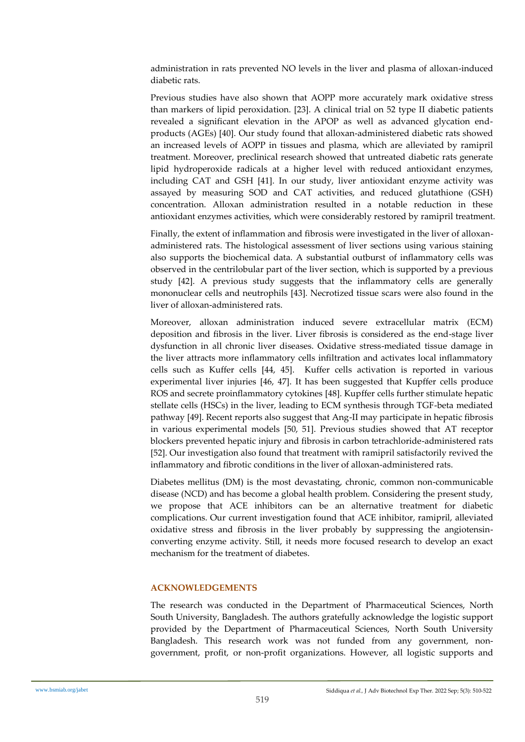administration in rats prevented NO levels in the liver and plasma of alloxan-induced diabetic rats.

Previous studies have also shown that AOPP more accurately mark oxidative stress than markers of lipid peroxidation. [23]. A clinical trial on 52 type II diabetic patients revealed a significant elevation in the APOP as well as advanced glycation end-products (AGEs) [40]. Our study found that alloxan-administered diabetic rats showed an increased levels of AOPP in tissues and plasma, which are alleviated by ramipril treatment. Moreover, preclinical research showed that untreated diabetic rats generate lipid hydroperoxide radicals at a higher level with reduced antioxidant enzymes, including CAT and GSH [41]. In our study, liver antioxidant enzyme activity was assayed by measuring SOD and CAT activities, and reduced glutathione (GSH) concentration. Alloxan administration resulted in a notable reduction in these antioxidant enzymes activities, which were considerably restored by ramipril treatment.

Finally, the extent of inflammation and fibrosis were investigated in the liver of alloxan-administered rats. The histological assessment of liver sections using various staining also supports the biochemical data. A substantial outburst of inflammatory cells was observed in the centrilobular part of the liver section, which is supported by a previous study [42]. A previous study suggests that the inflammatory cells are generally mononuclear cells and neutrophils [43]. Necrotized tissue scars were also found in the liver of alloxan-administered rats.

Moreover, alloxan administration induced severe extracellular matrix (ECM) deposition and fibrosis in the liver. Liver fibrosis is considered as the end-stage liver dysfunction in all chronic liver diseases. Oxidative stress-mediated tissue damage in the liver attracts more inflammatory cells infiltration and activates local inflammatory cells such as Kuffer cells [44, 45]. Kuffer cells activation is reported in various experimental liver injuries [46, 47]. It has been suggested that Kupffer cells produce ROS and secrete proinflammatory cytokines [48]. Kupffer cells further stimulate hepatic stellate cells (HSCs) in the liver, leading to ECM synthesis through TGF-beta mediated pathway [49]. Recent reports also suggest that Ang-II may participate in hepatic fibrosis in various experimental models [50, 51]. Previous studies showed that AT receptor blockers prevented hepatic injury and fibrosis in carbon tetrachloride-administered rats [52]. Our investigation also found that treatment with ramipril satisfactorily revived the inflammatory and fibrotic conditions in the liver of alloxan-administered rats.

Diabetes mellitus (DM) is the most devastating, chronic, common non-communicable disease (NCD) and has become a global health problem. Considering the present study, we propose that ACE inhibitors can be an alternative treatment for diabetic complications. Our current investigation found that ACE inhibitor, ramipril, alleviated oxidative stress and fibrosis in the liver probably by suppressing the angiotensin-converting enzyme activity. Still, it needs more focused research to develop an exact mechanism for the treatment of diabetes.

## ACKNOWLEDGEMENTS

The research was conducted in the Department of Pharmaceutical Sciences, North South University, Bangladesh. The authors gratefully acknowledge the logistic support provided by the Department of Pharmaceutical Sciences, North South University Bangladesh. This research work was not funded from any government, non-government, profit, or non-profit organizations. However, all logistic supports and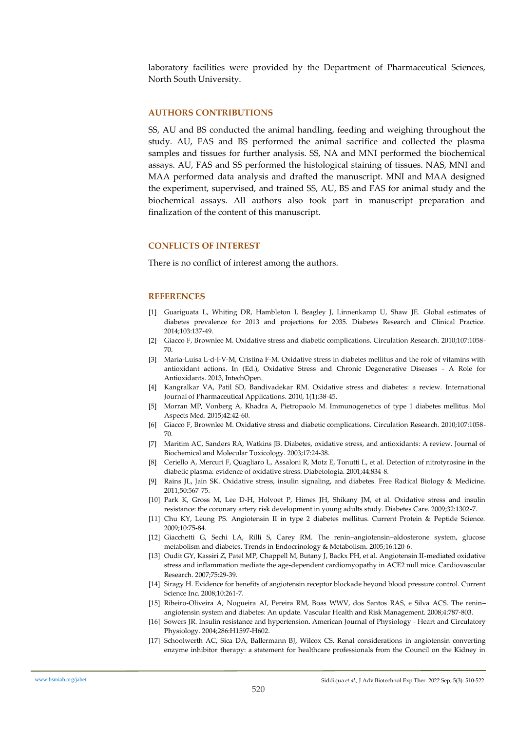laboratory facilities were provided by the Department of Pharmaceutical Sciences, North South University.

## AUTHORS CONTRIBUTIONS

SS, AU and BS conducted the animal handling, feeding and weighing throughout the study. AU, FAS and BS performed the animal sacrifice and collected the plasma samples and tissues for further analysis. SS, NA and MNI performed the biochemical assays. AU, FAS and SS performed the histological staining of tissues. NAS, MNI and MAA performed data analysis and drafted the manuscript. MNI and MAA designed the experiment, supervised, and trained SS, AU, BS and FAS for animal study and the biochemical assays. All authors also took part in manuscript preparation and finalization of the content of this manuscript.

## CONFLICTS OF INTEREST

There is no conflict of interest among the authors.

## REFERENCES

[1] Guariguata L, Whiting DR, Hambleton I, Beagley J, Linnenkamp U, Shaw JE. Global estimates of diabetes prevalence for 2013 and projections for 2035. Diabetes Research and Clinical Practice. 2014;103:137-49.

[2] Giacco F, Brownlee M. Oxidative stress and diabetic complications. Circulation Research. 2010;107:1058-70.

[3] Maria-Luisa L-d-l-V-M, Cristina F-M. Oxidative stress in diabetes mellitus and the role of vitamins with antioxidant actions. In (Ed.), Oxidative Stress and Chronic Degenerative Diseases - A Role for Antioxidants. 2013, IntechOpen.

[4] Kangralkar VA, Patil SD, Bandivadekar RM. Oxidative stress and diabetes: a review. International Journal of Pharmaceutical Applications. 2010, 1(1):38-45.

[5] Morran MP, Vonberg A, Khadra A, Pietropaolo M. Immunogenetics of type 1 diabetes mellitus. Mol Aspects Med. 2015;42:42-60.

[6] Giacco F, Brownlee M. Oxidative stress and diabetic complications. Circulation Research. 2010;107:1058-70.

[7] Maritim AC, Sanders RA, Watkins JB. Diabetes, oxidative stress, and antioxidants: A review. Journal of Biochemical and Molecular Toxicology. 2003;17:24-38.

[8] Ceriello A, Mercuri F, Quagliaro L, Assaloni R, Motz E, Tonutti L, et al. Detection of nitrotyrosine in the diabetic plasma: evidence of oxidative stress. Diabetologia. 2001;44:834-8.

[9] Rains JL, Jain SK. Oxidative stress, insulin signaling, and diabetes. Free Radical Biology & Medicine. 2011;50:567-75.

[10] Park K, Gross M, Lee D-H, Holvoet P, Himes JH, Shikany JM, et al. Oxidative stress and insulin resistance: the coronary artery risk development in young adults study. Diabetes Care. 2009;32:1302-7.

[11] Chu KY, Leung PS. Angiotensin II in type 2 diabetes mellitus. Current Protein & Peptide Science. 2009;10:75-84.

[12] Giacchetti G, Sechi LA, Rilli S, Carey RM. The renin–angiotensin–aldosterone system, glucose metabolism and diabetes. Trends in Endocrinology & Metabolism. 2005;16:120-6.

[13] Oudit GY, Kassiri Z, Patel MP, Chappell M, Butany J, Backx PH, et al. Angiotensin II-mediated oxidative stress and inflammation mediate the age-dependent cardiomyopathy in ACE2 null mice. Cardiovascular Research. 2007;75:29-39.

[14] Siragy H. Evidence for benefits of angiotensin receptor blockade beyond blood pressure control. Current Science Inc. 2008;10:261-7.

[15] Ribeiro-Oliveira A, Nogueira AI, Pereira RM, Boas WWV, dos Santos RAS, e Silva ACS. The renin–angiotensin system and diabetes: An update. Vascular Health and Risk Management. 2008;4:787-803.

[16] Sowers JR. Insulin resistance and hypertension. American Journal of Physiology - Heart and Circulatory Physiology. 2004;286:H1597-H602.

[17] Schoolwerth AC, Sica DA, Ballermann BJ, Wilcox CS. Renal considerations in angiotensin converting enzyme inhibitor therapy: a statement for healthcare professionals from the Council on the Kidney in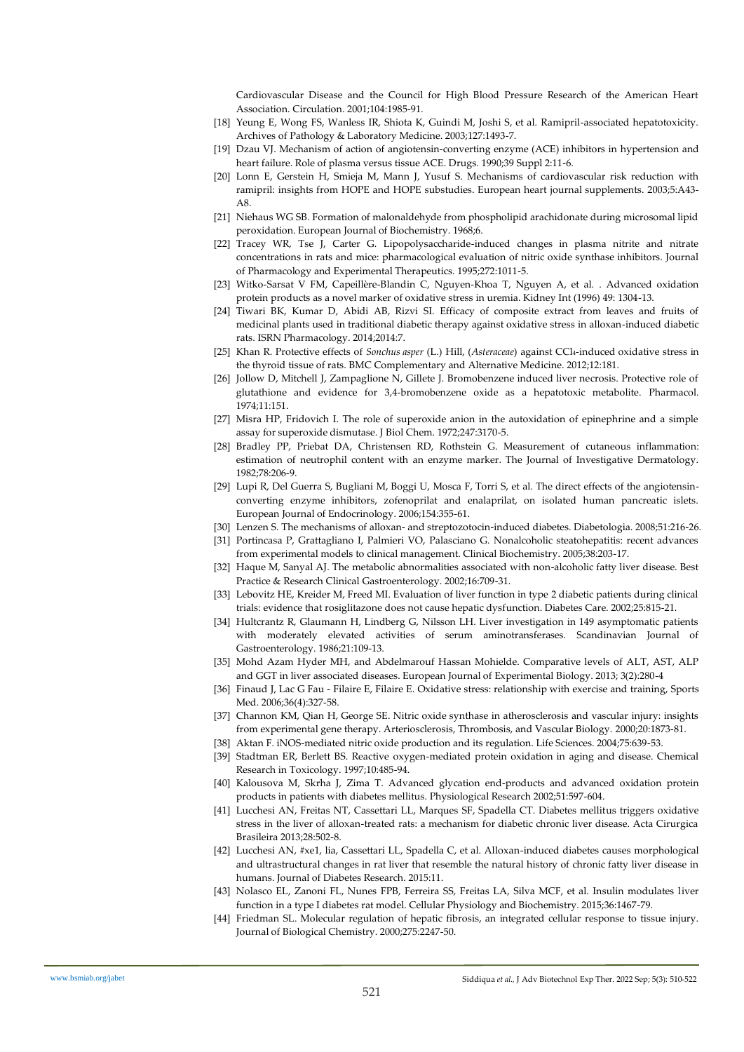Cardiovascular Disease and the Council for High Blood Pressure Research of the American Heart Association. Circulation. 2001;104:1985-91.

[18] Yeung E, Wong FS, Wanless IR, Shiota K, Guindi M, Joshi S, et al. Ramipril-associated hepatotoxicity. Archives of Pathology & Laboratory Medicine. 2003;127:1493-7.

[19] Dzau VJ. Mechanism of action of angiotensin-converting enzyme (ACE) inhibitors in hypertension and heart failure. Role of plasma versus tissue ACE. Drugs. 1990;39 Suppl 2:11-6.

[20] Lonn E, Gerstein H, Smieja M, Mann J, Yusuf S. Mechanisms of cardiovascular risk reduction with ramipril: insights from HOPE and HOPE substudies. European heart journal supplements. 2003;5:A43-A8.

[21] Niehaus WG SB. Formation of malonaldehyde from phospholipid arachidonate during microsomal lipid peroxidation. European Journal of Biochemistry. 1968;6.

[22] Tracey WR, Tse J, Carter G. Lipopolysaccharide-induced changes in plasma nitrite and nitrate concentrations in rats and mice: pharmacological evaluation of nitric oxide synthase inhibitors. Journal of Pharmacology and Experimental Therapeutics. 1995;272:1011-5.

[23] Witko-Sarsat V FM, Capeillère-Blandin C, Nguyen-Khoa T, Nguyen A, et al. . Advanced oxidation protein products as a novel marker of oxidative stress in uremia. Kidney Int (1996) 49: 1304-13.

[24] Tiwari BK, Kumar D, Abidi AB, Rizvi SI. Efficacy of composite extract from leaves and fruits of medicinal plants used in traditional diabetic therapy against oxidative stress in alloxan-induced diabetic rats. ISRN Pharmacology. 2014;2014:7.

[25] Khan R. Protective effects of *Sonchus asper* (L.) Hill, (*Asteraceae*) against $CCl_4$-induced oxidative stress in the thyroid tissue of rats. BMC Complementary and Alternative Medicine. 2012;12:181.

[26] Jollow D, Mitchell J, Zampaglione N, Gillete J. Bromobenzene induced liver necrosis. Protective role of glutathione and evidence for 3,4-bromobenzene oxide as a hepatotoxic metabolite. Pharmacol. 1974;11:151.

[27] Misra HP, Fridovich I. The role of superoxide anion in the autoxidation of epinephrine and a simple assay for superoxide dismutase. J Biol Chem. 1972;247:3170-5.

[28] Bradley PP, Priebat DA, Christensen RD, Rothstein G. Measurement of cutaneous inflammation: estimation of neutrophil content with an enzyme marker. The Journal of Investigative Dermatology. 1982;78:206-9.

[29] Lupi R, Del Guerra S, Bugliani M, Boggi U, Mosca F, Torri S, et al. The direct effects of the angiotensin-converting enzyme inhibitors, zofenoprilat and enalaprilat, on isolated human pancreatic islets. European Journal of Endocrinology. 2006;154:355-61.

[30] Lenzen S. The mechanisms of alloxan- and streptozotocin-induced diabetes. Diabetologia. 2008;51:216-26.

[31] Portincasa P, Grattagliano I, Palmieri VO, Palasciano G. Nonalcoholic steatohepatitis: recent advances from experimental models to clinical management. Clinical Biochemistry. 2005;38:203-17.

[32] Haque M, Sanyal AJ. The metabolic abnormalities associated with non-alcoholic fatty liver disease. Best Practice & Research Clinical Gastroenterology. 2002;16:709-31.

[33] Lebovitz HE, Kreider M, Freed MI. Evaluation of liver function in type 2 diabetic patients during clinical trials: evidence that rosiglitazone does not cause hepatic dysfunction. Diabetes Care. 2002;25:815-21.

[34] Hultcrantz R, Glaumann H, Lindberg G, Nilsson LH. Liver investigation in 149 asymptomatic patients with moderately elevated activities of serum aminotransferases. Scandinavian Journal of Gastroenterology. 1986;21:109-13.

[35] Mohd Azam Hyder MH, and Abdelmarouf Hassan Mohielde. Comparative levels of ALT, AST, ALP and GGT in liver associated diseases. European Journal of Experimental Biology. 2013; 3(2):280-4

[36] Finaud J, Lac G Fau - Filaire E, Filaire E. Oxidative stress: relationship with exercise and training, Sports Med. 2006;36(4):327-58.

[37] Channon KM, Qian H, George SE. Nitric oxide synthase in atherosclerosis and vascular injury: insights from experimental gene therapy. Arteriosclerosis, Thrombosis, and Vascular Biology. 2000;20:1873-81.

[38] Aktan F. iNOS-mediated nitric oxide production and its regulation. Life Sciences. 2004;75:639-53.

[39] Stadtman ER, Berlett BS. Reactive oxygen-mediated protein oxidation in aging and disease. Chemical Research in Toxicology. 1997;10:485-94.

[40] Kalousova M, Skrha J, Zima T. Advanced glycation end-products and advanced oxidation protein products in patients with diabetes mellitus. Physiological Research 2002;51:597-604.

[41] Lucchesi AN, Freitas NT, Cassettari LL, Marques SF, Spadella CT. Diabetes mellitus triggers oxidative stress in the liver of alloxan-treated rats: a mechanism for diabetic chronic liver disease. Acta Cirurgica Brasileira 2013;28:502-8.

[42] Lucchesi AN, #xe1, lia, Cassettari LL, Spadella C, et al. Alloxan-induced diabetes causes morphological and ultrastructural changes in rat liver that resemble the natural history of chronic fatty liver disease in humans. Journal of Diabetes Research. 2015:11.

[43] Nolasco EL, Zanoni FL, Nunes FPB, Ferreira SS, Freitas LA, Silva MCF, et al. Insulin modulates liver function in a type I diabetes rat model. Cellular Physiology and Biochemistry. 2015;36:1467-79.

[44] Friedman SL. Molecular regulation of hepatic fibrosis, an integrated cellular response to tissue injury. Journal of Biological Chemistry. 2000;275:2247-50.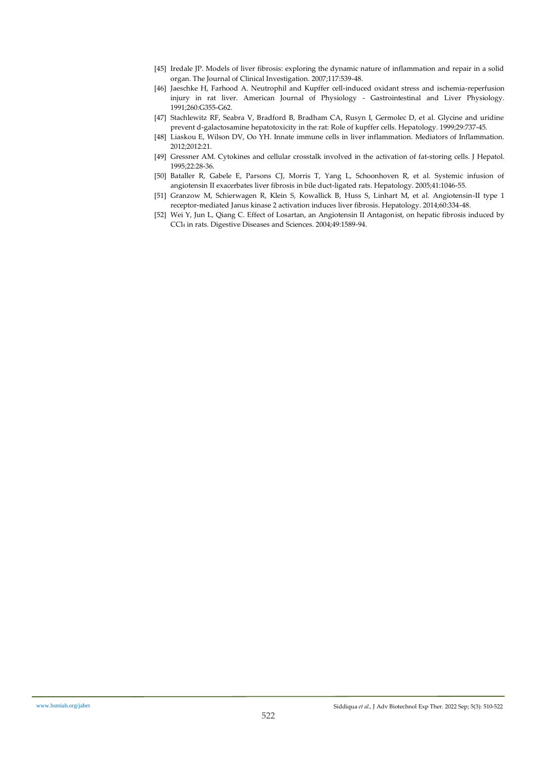[45] Iredale JP. Models of liver fibrosis: exploring the dynamic nature of inflammation and repair in a solid organ. The Journal of Clinical Investigation. 2007;117:539-48.

[46] Jaeschke H, Farhood A. Neutrophil and Kupffer cell-induced oxidant stress and ischemia-reperfusion injury in rat liver. American Journal of Physiology - Gastrointestinal and Liver Physiology. 1991;260:G355-G62.

[47] Stachlewitz RF, Seabra V, Bradford B, Bradham CA, Rusyn I, Germolec D, et al. Glycine and uridine prevent d-galactosamine hepatotoxicity in the rat: Role of kupffer cells. Hepatology. 1999;29:737-45.

[48] Liaskou E, Wilson DV, Oo YH. Innate immune cells in liver inflammation. Mediators of Inflammation. 2012;2012:21.

[49] Gressner AM. Cytokines and cellular crosstalk involved in the activation of fat-storing cells. J Hepatol. 1995;22:28-36.

[50] Bataller R, Gabele E, Parsons CJ, Morris T, Yang L, Schoonhoven R, et al. Systemic infusion of angiotensin II exacerbates liver fibrosis in bile duct-ligated rats. Hepatology. 2005;41:1046-55.

[51] Granzow M, Schierwagen R, Klein S, Kowallick B, Huss S, Linhart M, et al. Angiotensin-II type 1 receptor-mediated Janus kinase 2 activation induces liver fibrosis. Hepatology. 2014;60:334-48.

[52] Wei Y, Jun L, Qiang C. Effect of Losartan, an Angiotensin II Antagonist, on hepatic fibrosis induced by $CCl_4$ in rats. Digestive Diseases and Sciences. 2004;49:1589-94.